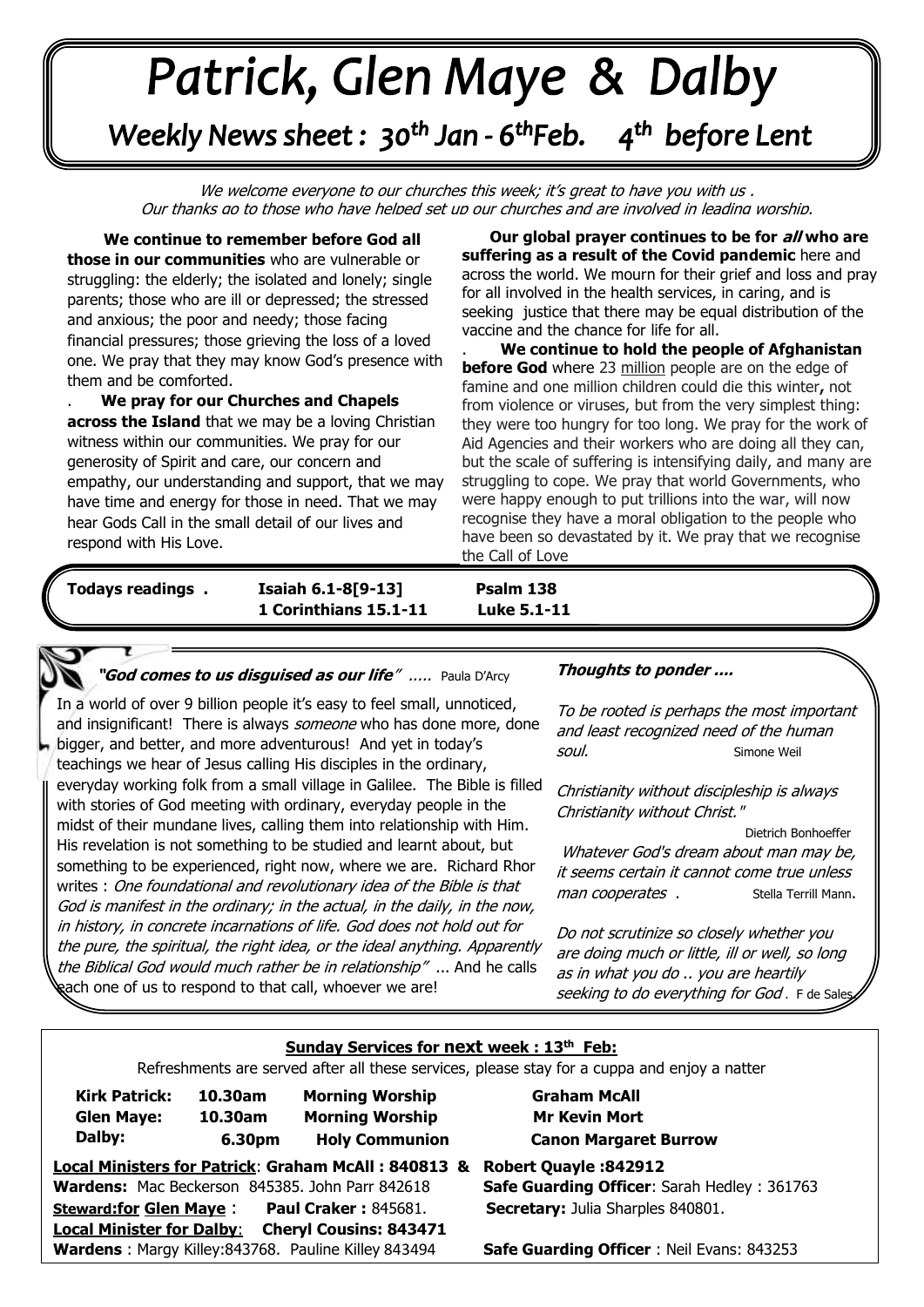# Patrick, Glen Maye & Dalby

## Weekly News sheet : 30th Jan - 6thFeb. 4th before Lent

*We welcome everyone to our churches this week; it's great to have you with us . Our thanks go to those who have helped set up our churches and are involved in leading worship.*

**We continue to remember before God all those in our communities** who are vulnerable or struggling: the elderly; the isolated and lonely; single parents; those who are ill or depressed; the stressed and anxious; the poor and needy; those facing financial pressures; those grieving the loss of a loved one. We pray that they may know God's presence with them and be comforted.

**We pray for our Churches and Chapels across the Island** that we may be a loving Christian witness within our communities. We pray for our generosity of Spirit and care, our concern and empathy, our understanding and support, that we may have time and energy for those in need. That we may hear Gods Call in the small detail of our lives and respond with His Love.

**Our global prayer continues to be for *all* who are suffering as a result of the Covid pandemic** here and across the world. We mourn for their grief and loss and pray for all involved in the health services, in caring, and is seeking justice that there may be equal distribution of the vaccine and the chance for life for all.

**We continue to hold the people of Afghanistan before God** where 23 million people are on the edge of famine and one million children could die this winter**,** not from violence or viruses, but from the very simplest thing: they were too hungry for too long. We pray for the work of Aid Agencies and their workers who are doing all they can, but the scale of suffering is intensifying daily, and many are struggling to cope. We pray that world Governments, who were happy enough to put trillions into the war, will now recognise they have a moral obligation to the people who have been so devastated by it. We pray that we recognise the Call of Love

| **Todays readings .** | **Isaiah 6.1-8[9-13]** | **Psalm 138** |
|---|---|---|
| | **1 Corinthians 15.1-11** | **Luke 5.1-11** |

***"God comes to us disguised as our life"*** ..... Paula D'Arcy

In a world of over 9 billion people it's easy to feel small, unnoticed, and insignificant! There is always *someone* who has done more, done bigger, and better, and more adventurous! And yet in today's teachings we hear of Jesus calling His disciples in the ordinary, everyday working folk from a small village in Galilee. The Bible is filled with stories of God meeting with ordinary, everyday people in the midst of their mundane lives, calling them into relationship with Him. His revelation is not something to be studied and learnt about, but something to be experienced, right now, where we are. Richard Rhor writes : *One foundational and revolutionary idea of the Bible is that God is manifest in the ordinary; in the actual, in the daily, in the now, in history, in concrete incarnations of life. God does not hold out for the pure, the spiritual, the right idea, or the ideal anything. Apparently the Biblical God would much rather be in relationship"* ... And he calls each one of us to respond to that call, whoever we are!

***Thoughts to ponder ....***

*To be rooted is perhaps the most important and least recognized need of the human soul.* Simone Weil

*Christianity without discipleship is always Christianity without Christ."* Dietrich Bonhoeffer

*Whatever God's dream about man may be, it seems certain it cannot come true unless man cooperates .* Stella Terrill Mann.

*Do not scrutinize so closely whether you are doing much or little, ill or well, so long as in what you do .. you are heartily seeking to do everything for God .* F de Sales

**Sunday Services for next week : 13th Feb:**

Refreshments are served after all these services, please stay for a cuppa and enjoy a natter

| | | | |
|---|---|---|---|
| **Kirk Patrick:** | **10.30am** | **Morning Worship** | **Graham McAll** |
| **Glen Maye:** | **10.30am** | **Morning Worship** | **Mr Kevin Mort** |
| **Dalby:** | **6.30pm** | **Holy Communion** | **Canon Margaret Burrow** |

**Local Ministers for Patrick**: **Graham McAll : 840813 & Robert Quayle :842912**

**Wardens:** Mac Beckerson 845385. John Parr 842618 — **Safe Guarding Officer**: Sarah Hedley : 361763

**Steward:for Glen Maye** : **Paul Craker :** 845681. — **Secretary:** Julia Sharples 840801.

**Local Minister for Dalby**: **Cheryl Cousins: 843471**

**Wardens** : Margy Killey:843768. Pauline Killey 843494 — **Safe Guarding Officer** : Neil Evans: 843253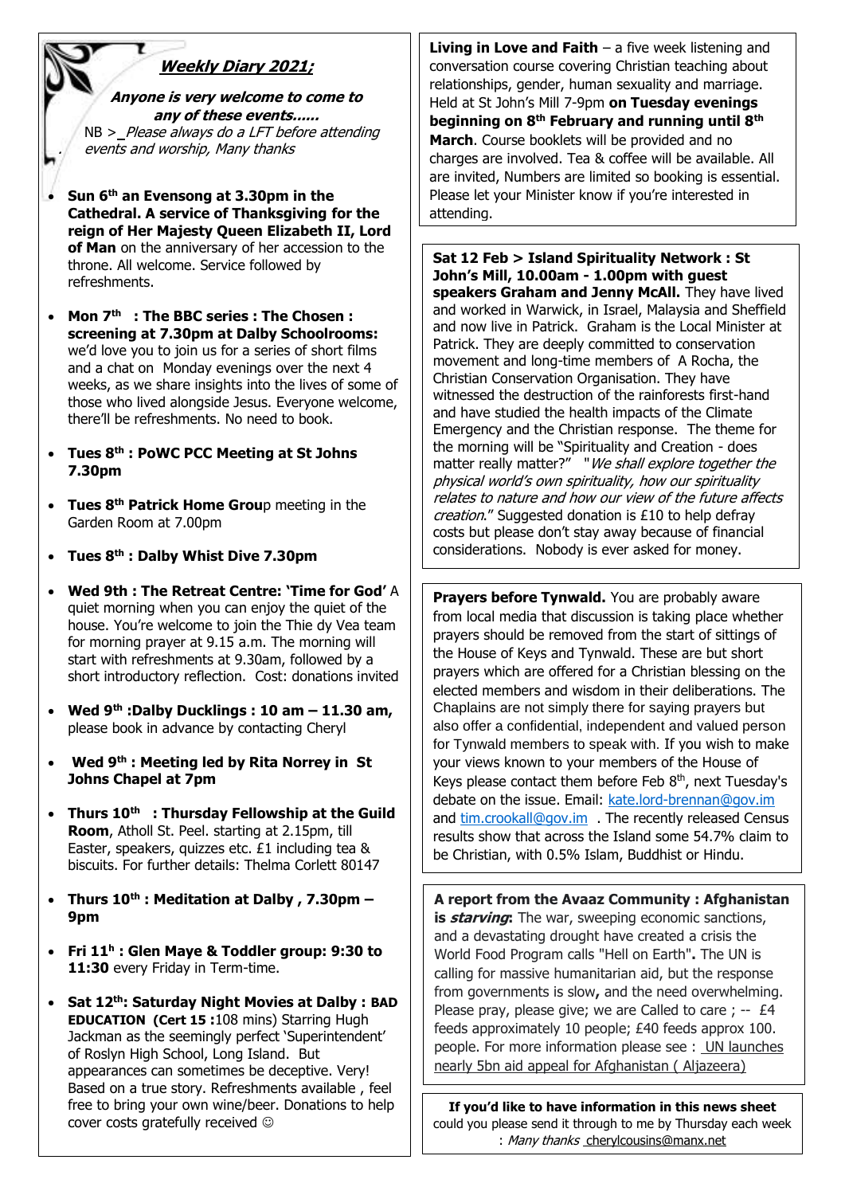## ***Weekly Diary 2021;***

***Anyone is very welcome to come to any of these events……***

NB > *Please always do a LFT before attending events and worship, Many thanks*

- **Sun 6th an Evensong at 3.30pm in the Cathedral. A service of Thanksgiving for the reign of Her Majesty Queen Elizabeth II, Lord of Man** on the anniversary of her accession to the throne. All welcome. Service followed by refreshments.
- **Mon 7th : The BBC series : The Chosen : screening at 7.30pm at Dalby Schoolrooms:** we'd love you to join us for a series of short films and a chat on Monday evenings over the next 4 weeks, as we share insights into the lives of some of those who lived alongside Jesus. Everyone welcome, there'll be refreshments. No need to book.
- **Tues 8th : PoWC PCC Meeting at St Johns 7.30pm**
- **Tues 8th Patrick Home Grou**p meeting in the Garden Room at 7.00pm
- **Tues 8th : Dalby Whist Dive 7.30pm**
- **Wed 9th : The Retreat Centre: 'Time for God'** A quiet morning when you can enjoy the quiet of the house. You're welcome to join the Thie dy Vea team for morning prayer at 9.15 a.m. The morning will start with refreshments at 9.30am, followed by a short introductory reflection. Cost: donations invited
- **Wed 9th :Dalby Ducklings : 10 am – 11.30 am,** please book in advance by contacting Cheryl
- **Wed 9th : Meeting led by Rita Norrey in St Johns Chapel at 7pm**
- **Thurs 10th : Thursday Fellowship at the Guild Room**, Atholl St. Peel. starting at 2.15pm, till Easter, speakers, quizzes etc. £1 including tea & biscuits. For further details: Thelma Corlett 80147
- **Thurs 10th : Meditation at Dalby , 7.30pm – 9pm**
- **Fri 11h : Glen Maye & Toddler group: 9:30 to 11:30** every Friday in Term-time.
- **Sat 12th: Saturday Night Movies at Dalby : BAD EDUCATION (Cert 15 :**108 mins) Starring Hugh Jackman as the seemingly perfect 'Superintendent' of Roslyn High School, Long Island. But appearances can sometimes be deceptive. Very! Based on a true story. Refreshments available , feel free to bring your own wine/beer. Donations to help cover costs gratefully received ☺

**Living in Love and Faith** – a five week listening and conversation course covering Christian teaching about relationships, gender, human sexuality and marriage. Held at St John's Mill 7-9pm **on Tuesday evenings beginning on 8th February and running until 8th March**. Course booklets will be provided and no charges are involved. Tea & coffee will be available. All are invited, Numbers are limited so booking is essential. Please let your Minister know if you're interested in attending.

**Sat 12 Feb > Island Spirituality Network : St John's Mill, 10.00am - 1.00pm with guest speakers Graham and Jenny McAll.** They have lived and worked in Warwick, in Israel, Malaysia and Sheffield and now live in Patrick. Graham is the Local Minister at Patrick. They are deeply committed to conservation movement and long-time members of A Rocha, the Christian Conservation Organisation. They have witnessed the destruction of the rainforests first-hand and have studied the health impacts of the Climate Emergency and the Christian response. The theme for the morning will be "Spirituality and Creation - does matter really matter?" "*We shall explore together the physical world's own spirituality, how our spirituality relates to nature and how our view of the future affects creation*." Suggested donation is £10 to help defray costs but please don't stay away because of financial considerations. Nobody is ever asked for money.

**Prayers before Tynwald.** You are probably aware from local media that discussion is taking place whether prayers should be removed from the start of sittings of the House of Keys and Tynwald. These are but short prayers which are offered for a Christian blessing on the elected members and wisdom in their deliberations. The Chaplains are not simply there for saying prayers but also offer a confidential, independent and valued person for Tynwald members to speak with. If you wish to make your views known to your members of the House of Keys please contact them before Feb 8th, next Tuesday's debate on the issue. Email: kate.lord-brennan@gov.im and tim.crookall@gov.im . The recently released Census results show that across the Island some 54.7% claim to be Christian, with 0.5% Islam, Buddhist or Hindu.

**A report from the Avaaz Community : Afghanistan is *starving*:** The war, sweeping economic sanctions, and a devastating drought have created a crisis the World Food Program calls "Hell on Earth"**.** The UN is calling for massive humanitarian aid, but the response from governments is slow**,** and the need overwhelming. Please pray, please give; we are Called to care ; -- £4 feeds approximately 10 people; £40 feeds approx 100. people. For more information please see : UN launches nearly 5bn aid appeal for Afghanistan ( Aljazeera)

**If you'd like to have information in this news sheet** could you please send it through to me by Thursday each week : *Many thanks* cherylcousins@manx.net